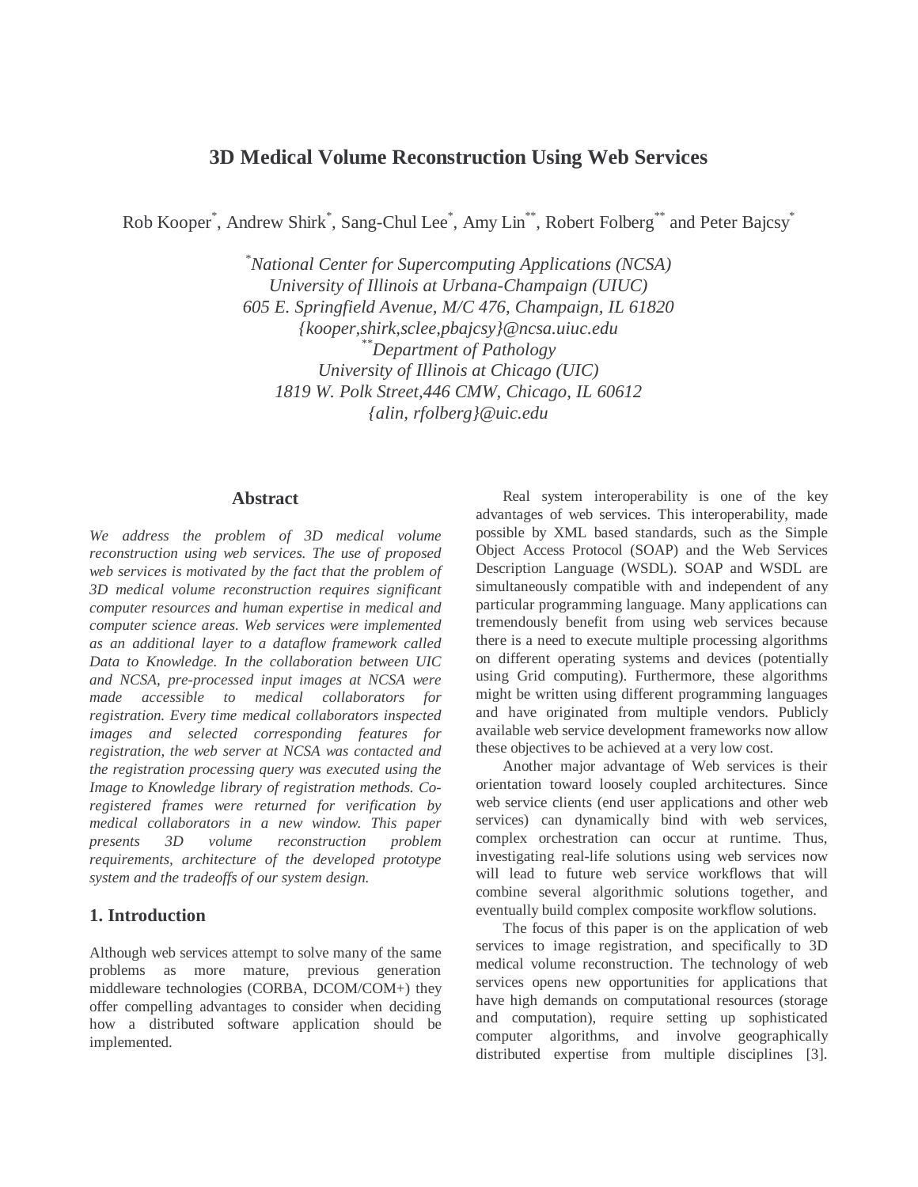# 3D Medical Volume Reconstruction Using Web Services

Rob Kooper[*], Andrew Shirk[*], Sang-Chul Lee[*], Amy Lin[**], Robert Folberg[**] and Peter Bajcsy[*]

*[*]National Center for Supercomputing Applications (NCSA)*
*University of Illinois at Urbana-Champaign (UIUC)*
*605 E. Springfield Avenue, M/C 476, Champaign, IL 61820*
*{kooper,shirk,sclee,pbajcsy}@ncsa.uiuc.edu*
*[**]Department of Pathology*
*University of Illinois at Chicago (UIC)*
*1819 W. Polk Street,446 CMW, Chicago, IL 60612*
*{alin, rfolberg}@uic.edu*

## Abstract

*We address the problem of 3D medical volume reconstruction using web services. The use of proposed web services is motivated by the fact that the problem of 3D medical volume reconstruction requires significant computer resources and human expertise in medical and computer science areas. Web services were implemented as an additional layer to a dataflow framework called Data to Knowledge. In the collaboration between UIC and NCSA, pre-processed input images at NCSA were made accessible to medical collaborators for registration. Every time medical collaborators inspected images and selected corresponding features for registration, the web server at NCSA was contacted and the registration processing query was executed using the Image to Knowledge library of registration methods. Co-registered frames were returned for verification by medical collaborators in a new window. This paper presents 3D volume reconstruction problem requirements, architecture of the developed prototype system and the tradeoffs of our system design.*

## 1. Introduction

Although web services attempt to solve many of the same problems as more mature, previous generation middleware technologies (CORBA, DCOM/COM+) they offer compelling advantages to consider when deciding how a distributed software application should be implemented.

Real system interoperability is one of the key advantages of web services. This interoperability, made possible by XML based standards, such as the Simple Object Access Protocol (SOAP) and the Web Services Description Language (WSDL). SOAP and WSDL are simultaneously compatible with and independent of any particular programming language. Many applications can tremendously benefit from using web services because there is a need to execute multiple processing algorithms on different operating systems and devices (potentially using Grid computing). Furthermore, these algorithms might be written using different programming languages and have originated from multiple vendors. Publicly available web service development frameworks now allow these objectives to be achieved at a very low cost.

Another major advantage of Web services is their orientation toward loosely coupled architectures. Since web service clients (end user applications and other web services) can dynamically bind with web services, complex orchestration can occur at runtime. Thus, investigating real-life solutions using web services now will lead to future web service workflows that will combine several algorithmic solutions together, and eventually build complex composite workflow solutions.

The focus of this paper is on the application of web services to image registration, and specifically to 3D medical volume reconstruction. The technology of web services opens new opportunities for applications that have high demands on computational resources (storage and computation), require setting up sophisticated computer algorithms, and involve geographically distributed expertise from multiple disciplines [3].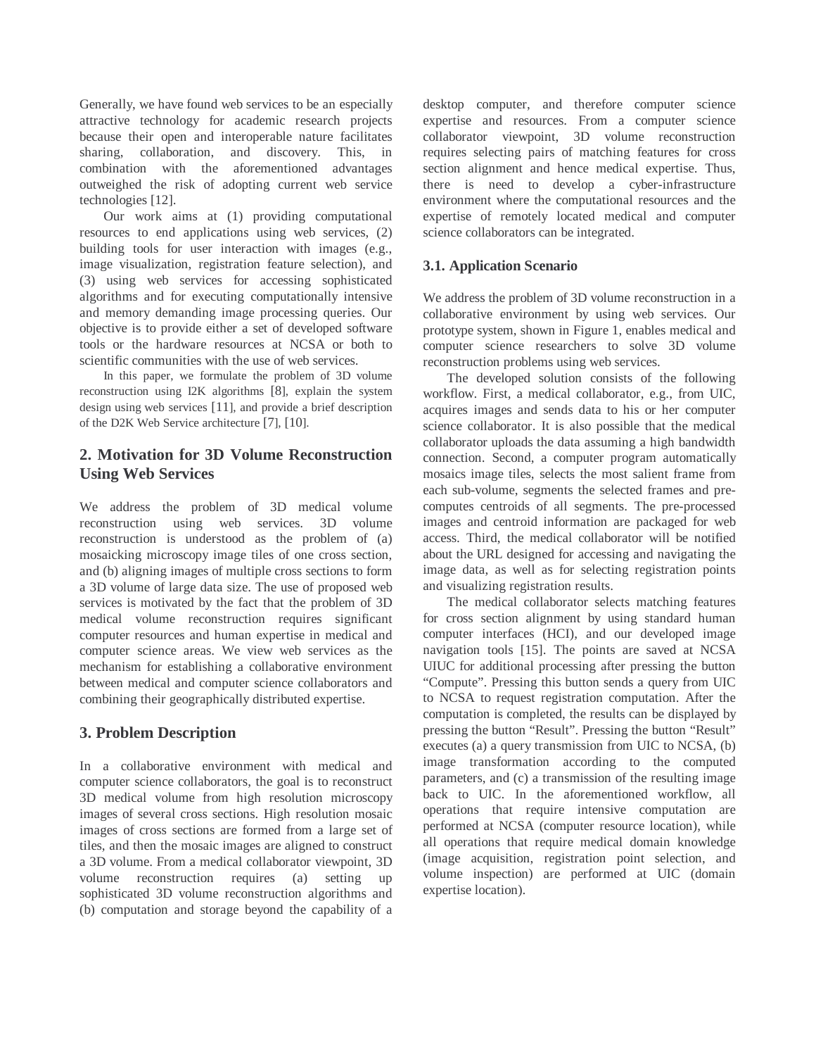Generally, we have found web services to be an especially attractive technology for academic research projects because their open and interoperable nature facilitates sharing, collaboration, and discovery. This, in combination with the aforementioned advantages outweighed the risk of adopting current web service technologies [12].

Our work aims at (1) providing computational resources to end applications using web services, (2) building tools for user interaction with images (e.g., image visualization, registration feature selection), and (3) using web services for accessing sophisticated algorithms and for executing computationally intensive and memory demanding image processing queries. Our objective is to provide either a set of developed software tools or the hardware resources at NCSA or both to scientific communities with the use of web services.

In this paper, we formulate the problem of 3D volume reconstruction using I2K algorithms [8], explain the system design using web services [11], and provide a brief description of the D2K Web Service architecture [7], [10].

## 2. Motivation for 3D Volume Reconstruction Using Web Services

We address the problem of 3D medical volume reconstruction using web services. 3D volume reconstruction is understood as the problem of (a) mosaicking microscopy image tiles of one cross section, and (b) aligning images of multiple cross sections to form a 3D volume of large data size. The use of proposed web services is motivated by the fact that the problem of 3D medical volume reconstruction requires significant computer resources and human expertise in medical and computer science areas. We view web services as the mechanism for establishing a collaborative environment between medical and computer science collaborators and combining their geographically distributed expertise.

## 3. Problem Description

In a collaborative environment with medical and computer science collaborators, the goal is to reconstruct 3D medical volume from high resolution microscopy images of several cross sections. High resolution mosaic images of cross sections are formed from a large set of tiles, and then the mosaic images are aligned to construct a 3D volume. From a medical collaborator viewpoint, 3D volume reconstruction requires (a) setting up sophisticated 3D volume reconstruction algorithms and (b) computation and storage beyond the capability of a desktop computer, and therefore computer science expertise and resources. From a computer science collaborator viewpoint, 3D volume reconstruction requires selecting pairs of matching features for cross section alignment and hence medical expertise. Thus, there is need to develop a cyber-infrastructure environment where the computational resources and the expertise of remotely located medical and computer science collaborators can be integrated.

### 3.1. Application Scenario

We address the problem of 3D volume reconstruction in a collaborative environment by using web services. Our prototype system, shown in Figure 1, enables medical and computer science researchers to solve 3D volume reconstruction problems using web services.

The developed solution consists of the following workflow. First, a medical collaborator, e.g., from UIC, acquires images and sends data to his or her computer science collaborator. It is also possible that the medical collaborator uploads the data assuming a high bandwidth connection. Second, a computer program automatically mosaics image tiles, selects the most salient frame from each sub-volume, segments the selected frames and pre-computes centroids of all segments. The pre-processed images and centroid information are packaged for web access. Third, the medical collaborator will be notified about the URL designed for accessing and navigating the image data, as well as for selecting registration points and visualizing registration results.

The medical collaborator selects matching features for cross section alignment by using standard human computer interfaces (HCI), and our developed image navigation tools [15]. The points are saved at NCSA UIUC for additional processing after pressing the button "Compute". Pressing this button sends a query from UIC to NCSA to request registration computation. After the computation is completed, the results can be displayed by pressing the button "Result". Pressing the button "Result" executes (a) a query transmission from UIC to NCSA, (b) image transformation according to the computed parameters, and (c) a transmission of the resulting image back to UIC. In the aforementioned workflow, all operations that require intensive computation are performed at NCSA (computer resource location), while all operations that require medical domain knowledge (image acquisition, registration point selection, and volume inspection) are performed at UIC (domain expertise location).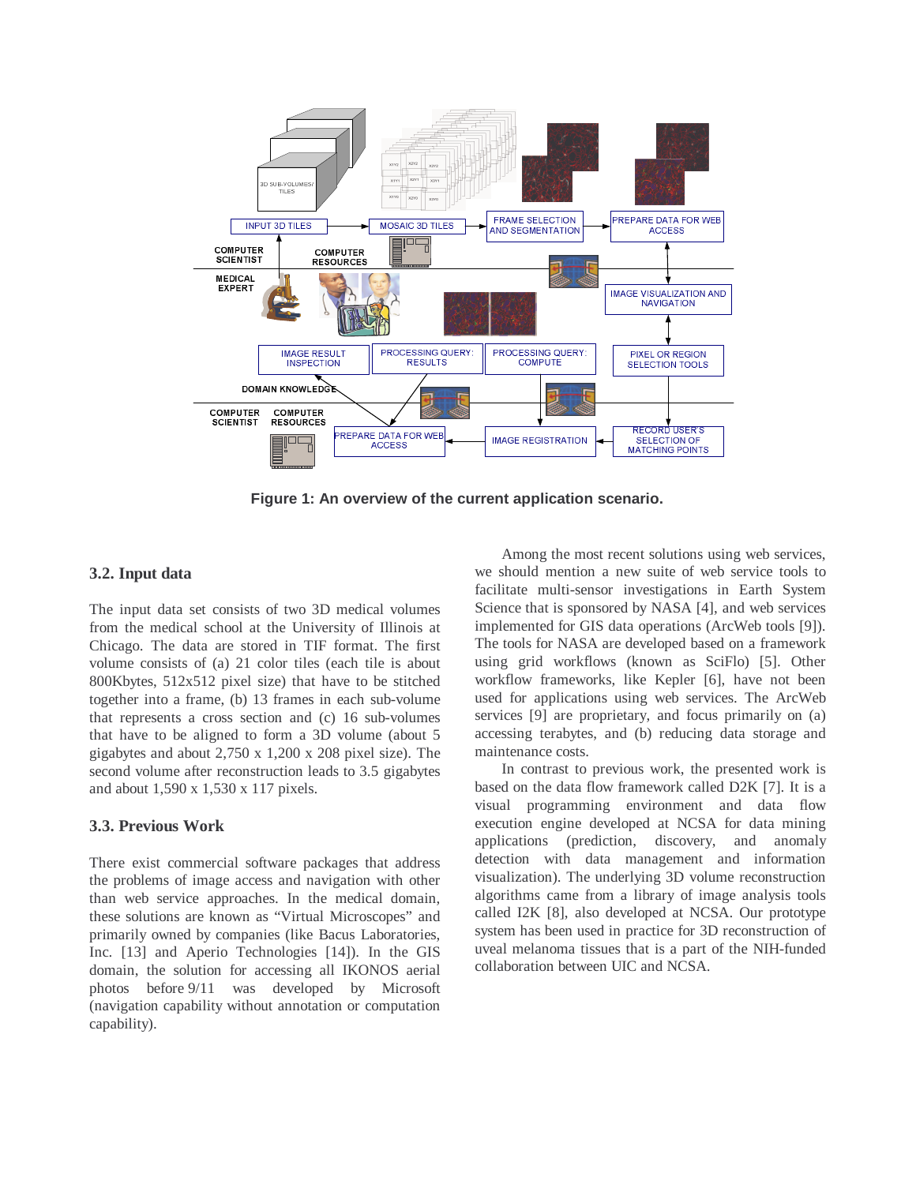Figure 1: An overview of the current application scenario.

### 3.2. Input data

The input data set consists of two 3D medical volumes from the medical school at the University of Illinois at Chicago. The data are stored in TIF format. The first volume consists of (a) 21 color tiles (each tile is about 800Kbytes, 512x512 pixel size) that have to be stitched together into a frame, (b) 13 frames in each sub-volume that represents a cross section and (c) 16 sub-volumes that have to be aligned to form a 3D volume (about 5 gigabytes and about 2,750 x 1,200 x 208 pixel size). The second volume after reconstruction leads to 3.5 gigabytes and about 1,590 x 1,530 x 117 pixels.

### 3.3. Previous Work

There exist commercial software packages that address the problems of image access and navigation with other than web service approaches. In the medical domain, these solutions are known as “Virtual Microscopes” and primarily owned by companies (like Bacus Laboratories, Inc. [13] and Aperio Technologies [14]). In the GIS domain, the solution for accessing all IKONOS aerial photos before 9/11 was developed by Microsoft (navigation capability without annotation or computation capability).

Among the most recent solutions using web services, we should mention a new suite of web service tools to facilitate multi-sensor investigations in Earth System Science that is sponsored by NASA [4], and web services implemented for GIS data operations (ArcWeb tools [9]). The tools for NASA are developed based on a framework using grid workflows (known as SciFlo) [5]. Other workflow frameworks, like Kepler [6], have not been used for applications using web services. The ArcWeb services [9] are proprietary, and focus primarily on (a) accessing terabytes, and (b) reducing data storage and maintenance costs.

In contrast to previous work, the presented work is based on the data flow framework called D2K [7]. It is a visual programming environment and data flow execution engine developed at NCSA for data mining applications (prediction, discovery, and anomaly detection with data management and information visualization). The underlying 3D volume reconstruction algorithms came from a library of image analysis tools called I2K [8], also developed at NCSA. Our prototype system has been used in practice for 3D reconstruction of uveal melanoma tissues that is a part of the NIH-funded collaboration between UIC and NCSA.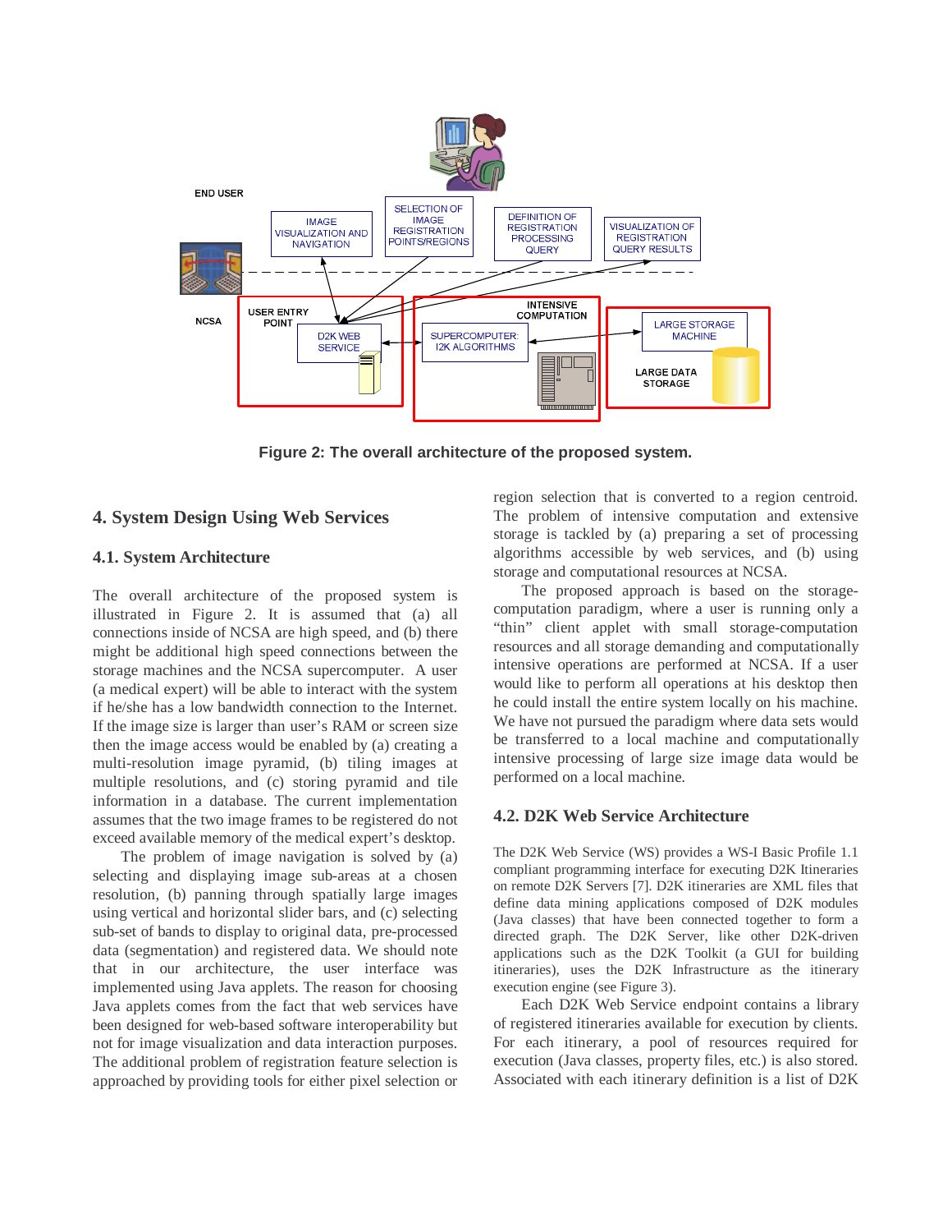END USER

IMAGE VISUALIZATION AND NAVIGATION

SELECTION OF IMAGE REGISTRATION POINTS/REGIONS

DEFINITION OF REGISTRATION PROCESSING QUERY

VISUALIZATION OF REGISTRATION QUERY RESULTS

NCSA

USER ENTRY POINT

D2K WEB SERVICE

INTENSIVE COMPUTATION

SUPERCOMPUTER: I2K ALGORITHMS

LARGE STORAGE MACHINE

LARGE DATA STORAGE

**Figure 2: The overall architecture of the proposed system.**

## 4. System Design Using Web Services

### 4.1. System Architecture

The overall architecture of the proposed system is illustrated in Figure 2. It is assumed that (a) all connections inside of NCSA are high speed, and (b) there might be additional high speed connections between the storage machines and the NCSA supercomputer. A user (a medical expert) will be able to interact with the system if he/she has a low bandwidth connection to the Internet. If the image size is larger than user's RAM or screen size then the image access would be enabled by (a) creating a multi-resolution image pyramid, (b) tiling images at multiple resolutions, and (c) storing pyramid and tile information in a database. The current implementation assumes that the two image frames to be registered do not exceed available memory of the medical expert's desktop.

The problem of image navigation is solved by (a) selecting and displaying image sub-areas at a chosen resolution, (b) panning through spatially large images using vertical and horizontal slider bars, and (c) selecting sub-set of bands to display to original data, pre-processed data (segmentation) and registered data. We should note that in our architecture, the user interface was implemented using Java applets. The reason for choosing Java applets comes from the fact that web services have been designed for web-based software interoperability but not for image visualization and data interaction purposes. The additional problem of registration feature selection is approached by providing tools for either pixel selection or region selection that is converted to a region centroid. The problem of intensive computation and extensive storage is tackled by (a) preparing a set of processing algorithms accessible by web services, and (b) using storage and computational resources at NCSA.

The proposed approach is based on the storage-computation paradigm, where a user is running only a "thin" client applet with small storage-computation resources and all storage demanding and computationally intensive operations are performed at NCSA. If a user would like to perform all operations at his desktop then he could install the entire system locally on his machine. We have not pursued the paradigm where data sets would be transferred to a local machine and computationally intensive processing of large size image data would be performed on a local machine.

### 4.2. D2K Web Service Architecture

The D2K Web Service (WS) provides a WS-I Basic Profile 1.1 compliant programming interface for executing D2K Itineraries on remote D2K Servers [7]. D2K itineraries are XML files that define data mining applications composed of D2K modules (Java classes) that have been connected together to form a directed graph. The D2K Server, like other D2K-driven applications such as the D2K Toolkit (a GUI for building itineraries), uses the D2K Infrastructure as the itinerary execution engine (see Figure 3).

Each D2K Web Service endpoint contains a library of registered itineraries available for execution by clients. For each itinerary, a pool of resources required for execution (Java classes, property files, etc.) is also stored. Associated with each itinerary definition is a list of D2K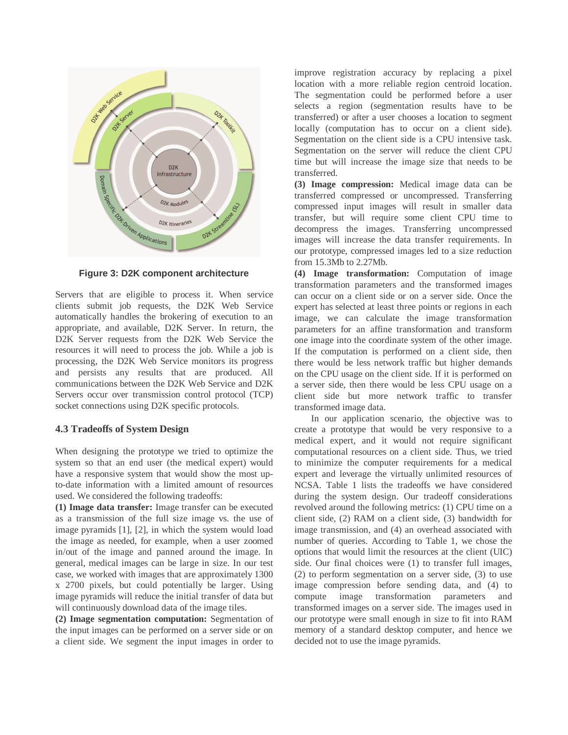Figure 3: D2K component architecture

Servers that are eligible to process it. When service clients submit job requests, the D2K Web Service automatically handles the brokering of execution to an appropriate, and available, D2K Server. In return, the D2K Server requests from the D2K Web Service the resources it will need to process the job. While a job is processing, the D2K Web Service monitors its progress and persists any results that are produced. All communications between the D2K Web Service and D2K Servers occur over transmission control protocol (TCP) socket connections using D2K specific protocols.

### 4.3 Tradeoffs of System Design

When designing the prototype we tried to optimize the system so that an end user (the medical expert) would have a responsive system that would show the most up-to-date information with a limited amount of resources used. We considered the following tradeoffs:

**(1) Image data transfer:** Image transfer can be executed as a transmission of the full size image vs. the use of image pyramids [1], [2], in which the system would load the image as needed, for example, when a user zoomed in/out of the image and panned around the image. In general, medical images can be large in size. In our test case, we worked with images that are approximately 1300 x 2700 pixels, but could potentially be larger. Using image pyramids will reduce the initial transfer of data but will continuously download data of the image tiles.

**(2) Image segmentation computation:** Segmentation of the input images can be performed on a server side or on a client side. We segment the input images in order to improve registration accuracy by replacing a pixel location with a more reliable region centroid location. The segmentation could be performed before a user selects a region (segmentation results have to be transferred) or after a user chooses a location to segment locally (computation has to occur on a client side). Segmentation on the client side is a CPU intensive task. Segmentation on the server will reduce the client CPU time but will increase the image size that needs to be transferred.

**(3) Image compression:** Medical image data can be transferred compressed or uncompressed. Transferring compressed input images will result in smaller data transfer, but will require some client CPU time to decompress the images. Transferring uncompressed images will increase the data transfer requirements. In our prototype, compressed images led to a size reduction from 15.3Mb to 2.27Mb.

**(4) Image transformation:** Computation of image transformation parameters and the transformed images can occur on a client side or on a server side. Once the expert has selected at least three points or regions in each image, we can calculate the image transformation parameters for an affine transformation and transform one image into the coordinate system of the other image. If the computation is performed on a client side, then there would be less network traffic but higher demands on the CPU usage on the client side. If it is performed on a server side, then there would be less CPU usage on a client side but more network traffic to transfer transformed image data.

In our application scenario, the objective was to create a prototype that would be very responsive to a medical expert, and it would not require significant computational resources on a client side. Thus, we tried to minimize the computer requirements for a medical expert and leverage the virtually unlimited resources of NCSA. Table 1 lists the tradeoffs we have considered during the system design. Our tradeoff considerations revolved around the following metrics: (1) CPU time on a client side, (2) RAM on a client side, (3) bandwidth for image transmission, and (4) an overhead associated with number of queries. According to Table 1, we chose the options that would limit the resources at the client (UIC) side. Our final choices were (1) to transfer full images, (2) to perform segmentation on a server side, (3) to use image compression before sending data, and (4) to compute image transformation parameters and transformed images on a server side. The images used in our prototype were small enough in size to fit into RAM memory of a standard desktop computer, and hence we decided not to use the image pyramids.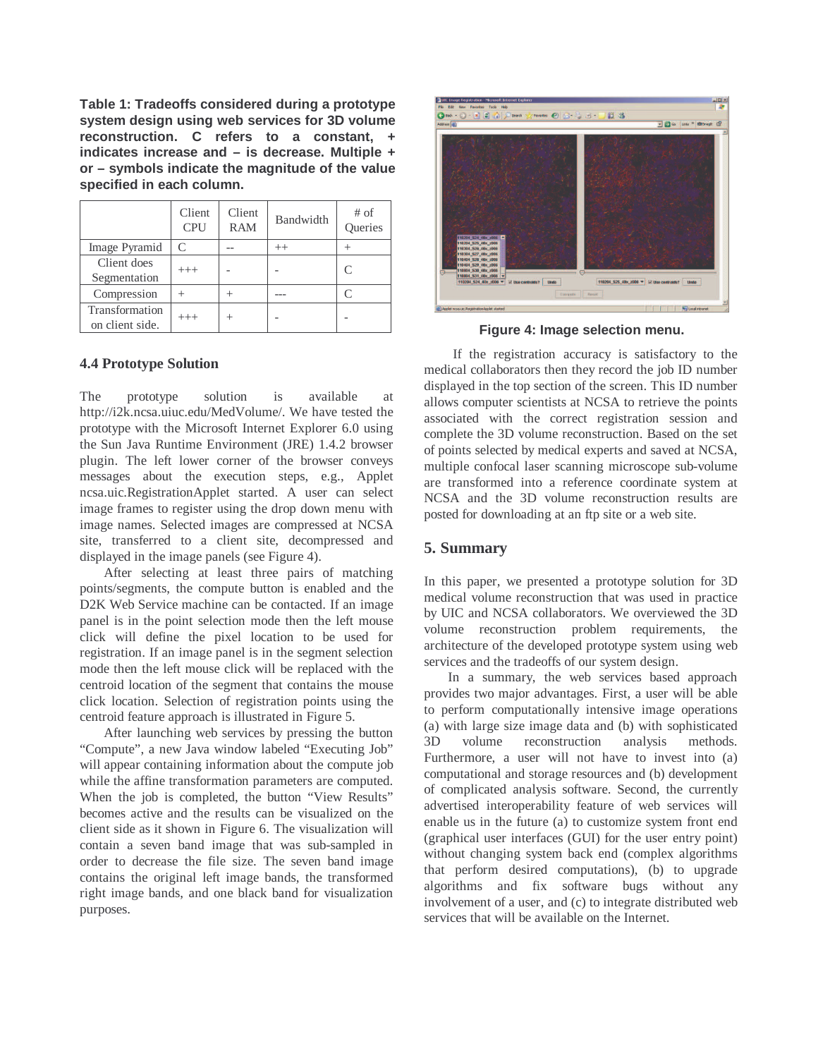**Table 1: Tradeoffs considered during a prototype system design using web services for 3D volume reconstruction. C refers to a constant, + indicates increase and – is decrease. Multiple + or – symbols indicate the magnitude of the value specified in each column.**

| | Client CPU | Client RAM | Bandwidth | # of Queries |
|---|---|---|---|---|
| Image Pyramid | C | -- | ++ | + |
| Client does Segmentation | +++ | - | - | C |
| Compression | + | + | --- | C |
| Transformation on client side. | +++ | + | - | - |

### 4.4 Prototype Solution

The prototype solution is available at http://i2k.ncsa.uiuc.edu/MedVolume/. We have tested the prototype with the Microsoft Internet Explorer 6.0 using the Sun Java Runtime Environment (JRE) 1.4.2 browser plugin. The left lower corner of the browser conveys messages about the execution steps, e.g., Applet ncsa.uic.RegistrationApplet started. A user can select image frames to register using the drop down menu with image names. Selected images are compressed at NCSA site, transferred to a client site, decompressed and displayed in the image panels (see Figure 4).

After selecting at least three pairs of matching points/segments, the compute button is enabled and the D2K Web Service machine can be contacted. If an image panel is in the point selection mode then the left mouse click will define the pixel location to be used for registration. If an image panel is in the segment selection mode then the left mouse click will be replaced with the centroid location of the segment that contains the mouse click location. Selection of registration points using the centroid feature approach is illustrated in Figure 5.

After launching web services by pressing the button "Compute", a new Java window labeled "Executing Job" will appear containing information about the compute job while the affine transformation parameters are computed. When the job is completed, the button "View Results" becomes active and the results can be visualized on the client side as it shown in Figure 6. The visualization will contain a seven band image that was sub-sampled in order to decrease the file size. The seven band image contains the original left image bands, the transformed right image bands, and one black band for visualization purposes.

**Figure 4: Image selection menu.**

If the registration accuracy is satisfactory to the medical collaborators then they record the job ID number displayed in the top section of the screen. This ID number allows computer scientists at NCSA to retrieve the points associated with the correct registration session and complete the 3D volume reconstruction. Based on the set of points selected by medical experts and saved at NCSA, multiple confocal laser scanning microscope sub-volume are transformed into a reference coordinate system at NCSA and the 3D volume reconstruction results are posted for downloading at an ftp site or a web site.

## 5. Summary

In this paper, we presented a prototype solution for 3D medical volume reconstruction that was used in practice by UIC and NCSA collaborators. We overviewed the 3D volume reconstruction problem requirements, the architecture of the developed prototype system using web services and the tradeoffs of our system design.

In a summary, the web services based approach provides two major advantages. First, a user will be able to perform computationally intensive image operations (a) with large size image data and (b) with sophisticated 3D volume reconstruction analysis methods. Furthermore, a user will not have to invest into (a) computational and storage resources and (b) development of complicated analysis software. Second, the currently advertised interoperability feature of web services will enable us in the future (a) to customize system front end (graphical user interfaces (GUI) for the user entry point) without changing system back end (complex algorithms that perform desired computations), (b) to upgrade algorithms and fix software bugs without any involvement of a user, and (c) to integrate distributed web services that will be available on the Internet.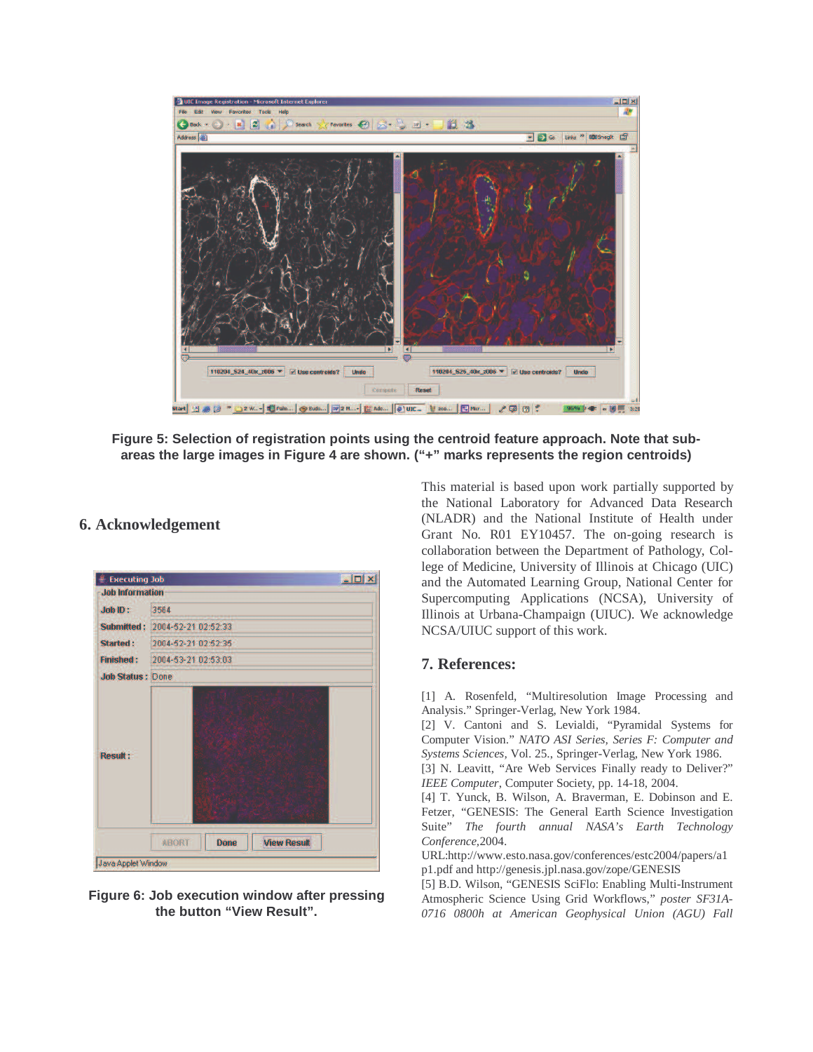**Figure 5: Selection of registration points using the centroid feature approach. Note that sub-areas the large images in Figure 4 are shown. ("+" marks represents the region centroids)**

## 6. Acknowledgement

**Figure 6: Job execution window after pressing the button "View Result".**

This material is based upon work partially supported by the National Laboratory for Advanced Data Research (NLADR) and the National Institute of Health under Grant No. R01 EY10457. The on-going research is collaboration between the Department of Pathology, College of Medicine, University of Illinois at Chicago (UIC) and the Automated Learning Group, National Center for Supercomputing Applications (NCSA), University of Illinois at Urbana-Champaign (UIUC). We acknowledge NCSA/UIUC support of this work.

## 7. References:

[1] A. Rosenfeld, "Multiresolution Image Processing and Analysis." Springer-Verlag, New York 1984.

[2] V. Cantoni and S. Levialdi, "Pyramidal Systems for Computer Vision." *NATO ASI Series, Series F: Computer and Systems Sciences,* Vol. 25., Springer-Verlag, New York 1986.

[3] N. Leavitt, "Are Web Services Finally ready to Deliver?" *IEEE Computer*, Computer Society, pp. 14-18, 2004.

[4] T. Yunck, B. Wilson, A. Braverman, E. Dobinson and E. Fetzer, "GENESIS: The General Earth Science Investigation Suite" *The fourth annual NASA's Earth Technology Conference,*2004.
URL:http://www.esto.nasa.gov/conferences/estc2004/papers/a1p1.pdf and http://genesis.jpl.nasa.gov/zope/GENESIS

[5] B.D. Wilson, "GENESIS SciFlo: Enabling Multi-Instrument Atmospheric Science Using Grid Workflows," *poster SF31A-0716 0800h at American Geophysical Union (AGU) Fall*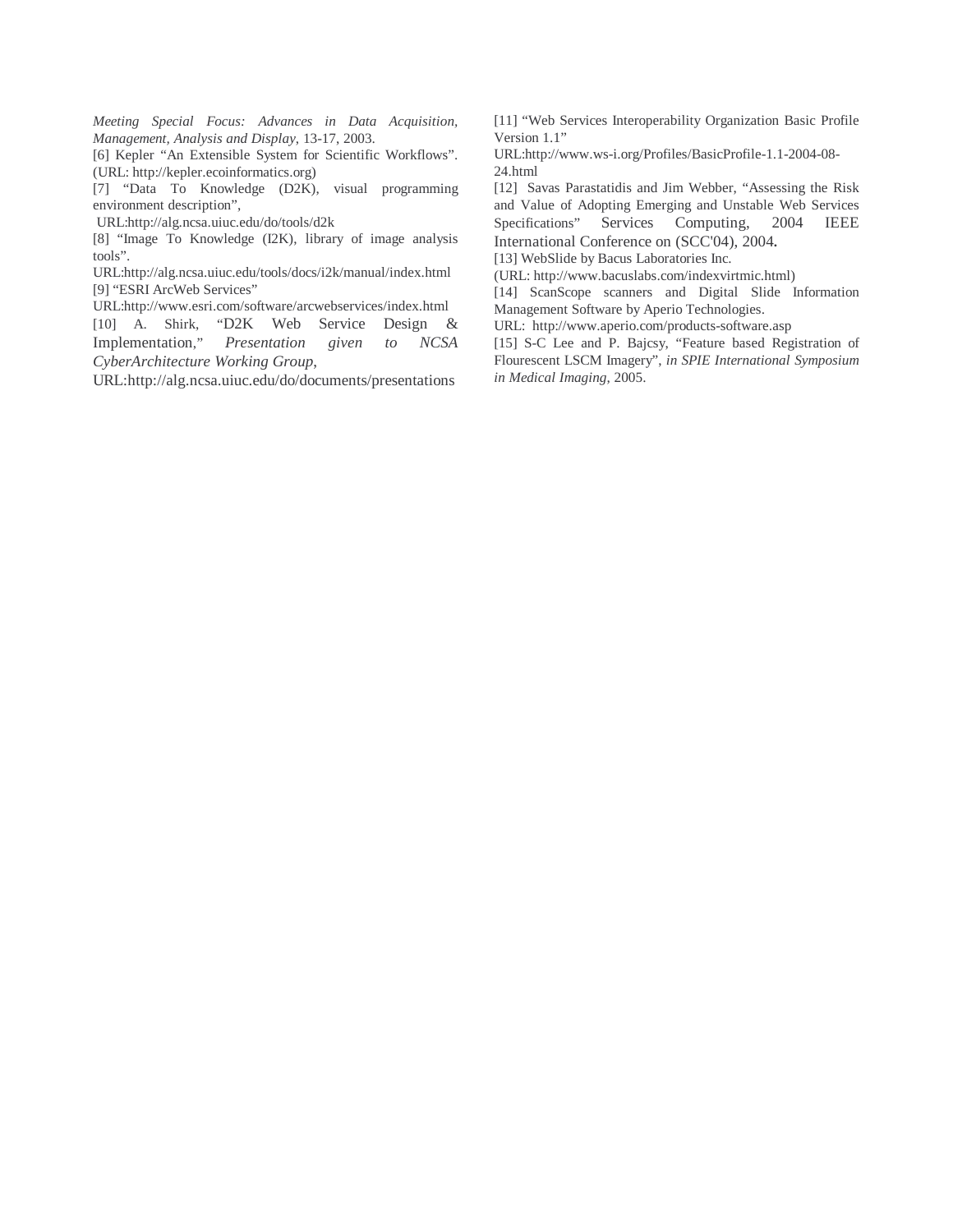*Meeting Special Focus: Advances in Data Acquisition, Management, Analysis and Display*, 13-17, 2003.

[6] Kepler "An Extensible System for Scientific Workflows". (URL: http://kepler.ecoinformatics.org)

[7] "Data To Knowledge (D2K), visual programming environment description",
URL:http://alg.ncsa.uiuc.edu/do/tools/d2k

[8] "Image To Knowledge (I2K), library of image analysis tools".
URL:http://alg.ncsa.uiuc.edu/tools/docs/i2k/manual/index.html

[9] "ESRI ArcWeb Services"
URL:http://www.esri.com/software/arcwebservices/index.html

[10] A. Shirk, "D2K Web Service Design & Implementation," *Presentation given to NCSA CyberArchitecture Working Group*,
URL:http://alg.ncsa.uiuc.edu/do/documents/presentations

[11] "Web Services Interoperability Organization Basic Profile Version 1.1"
URL:http://www.ws-i.org/Profiles/BasicProfile-1.1-2004-08-24.html

[12] Savas Parastatidis and Jim Webber, "Assessing the Risk and Value of Adopting Emerging and Unstable Web Services Specifications" Services Computing, 2004 IEEE International Conference on (SCC'04), 2004.

[13] WebSlide by Bacus Laboratories Inc.
(URL: http://www.bacuslabs.com/indexvirtmic.html)

[14] ScanScope scanners and Digital Slide Information Management Software by Aperio Technologies.
URL: http://www.aperio.com/products-software.asp

[15] S-C Lee and P. Bajcsy, "Feature based Registration of Flourescent LSCM Imagery", *in SPIE International Symposium in Medical Imaging*, 2005.